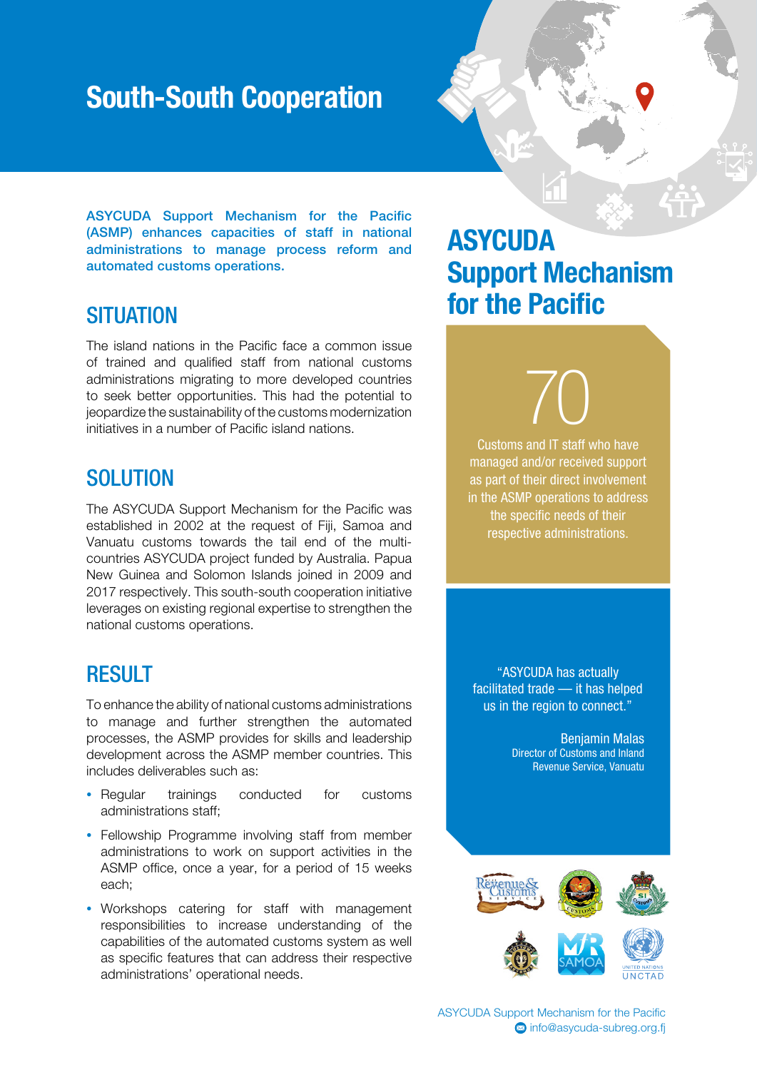# South-South Cooperation

**ASYCUDA Support Mechanism for the Pacific (ASMP) enhances capacities of staff in national administrations to manage process reform and automated customs operations.**

## SITUATION

The island nations in the Pacific face a common issue of trained and qualified staff from national customs administrations migrating to more developed countries to seek better opportunities. This had the potential to jeopardize the sustainability of the customs modernization initiatives in a number of Pacific island nations.

## SOLUTION

The ASYCUDA Support Mechanism for the Pacific was established in 2002 at the request of Fiji, Samoa and Vanuatu customs towards the tail end of the multi-countries ASYCUDA project funded by Australia. Papua New Guinea and Solomon Islands joined in 2009 and 2017 respectively. This south-south cooperation initiative leverages on existing regional expertise to strengthen the national customs operations.

## RESULT

To enhance the ability of national customs administrations to manage and further strengthen the automated processes, the ASMP provides for skills and leadership development across the ASMP member countries. This includes deliverables such as:

- Regular trainings conducted for customs administrations staff;
- Fellowship Programme involving staff from member administrations to work on support activities in the ASMP office, once a year, for a period of 15 weeks each;
- Workshops catering for staff with management responsibilities to increase understanding of the capabilities of the automated customs system as well as specific features that can address their respective administrations' operational needs.

## ASYCUDA Support Mechanism for the Pacific

**70**

Customs and IT staff who have managed and/or received support as part of their direct involvement in the ASMP operations to address the specific needs of their respective administrations.

"ASYCUDA has actually facilitated trade — it has helped us in the region to connect."

Benjamin Malas
Director of Customs and Inland Revenue Service, Vanuatu

ASYCUDA Support Mechanism for the Pacific
info@asycuda-subreg.org.fj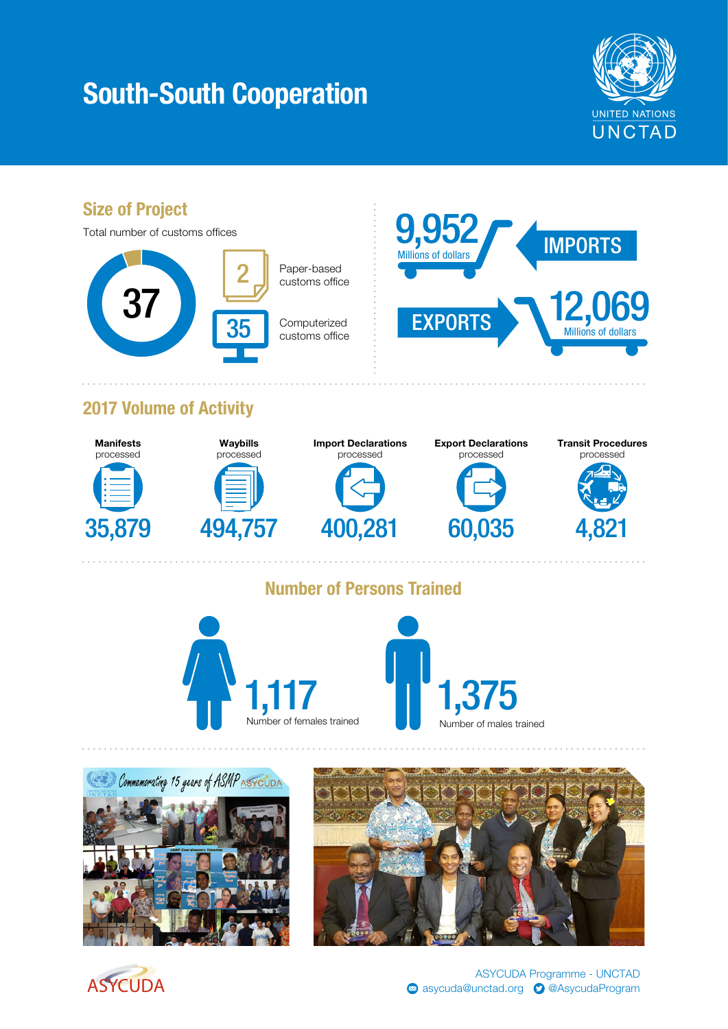# South-South Cooperation

UNITED NATIONS
UNCTAD

## Size of Project

Total number of customs offices

37

2 Paper-based customs office

35 Computerized customs office

9,952 Millions of dollars — IMPORTS

EXPORTS — 12,069 Millions of dollars

## 2017 Volume of Activity

**Manifests** processed
35,879

**Waybills** processed
494,757

**Import Declarations** processed
400,281

**Export Declarations** processed
60,035

**Transit Procedures** processed
4,821

## Number of Persons Trained

1,117
Number of females trained

1,375
Number of males trained

ASYCUDA

ASYCUDA Programme - UNCTAD
asycuda@unctad.org @AsycudaProgram